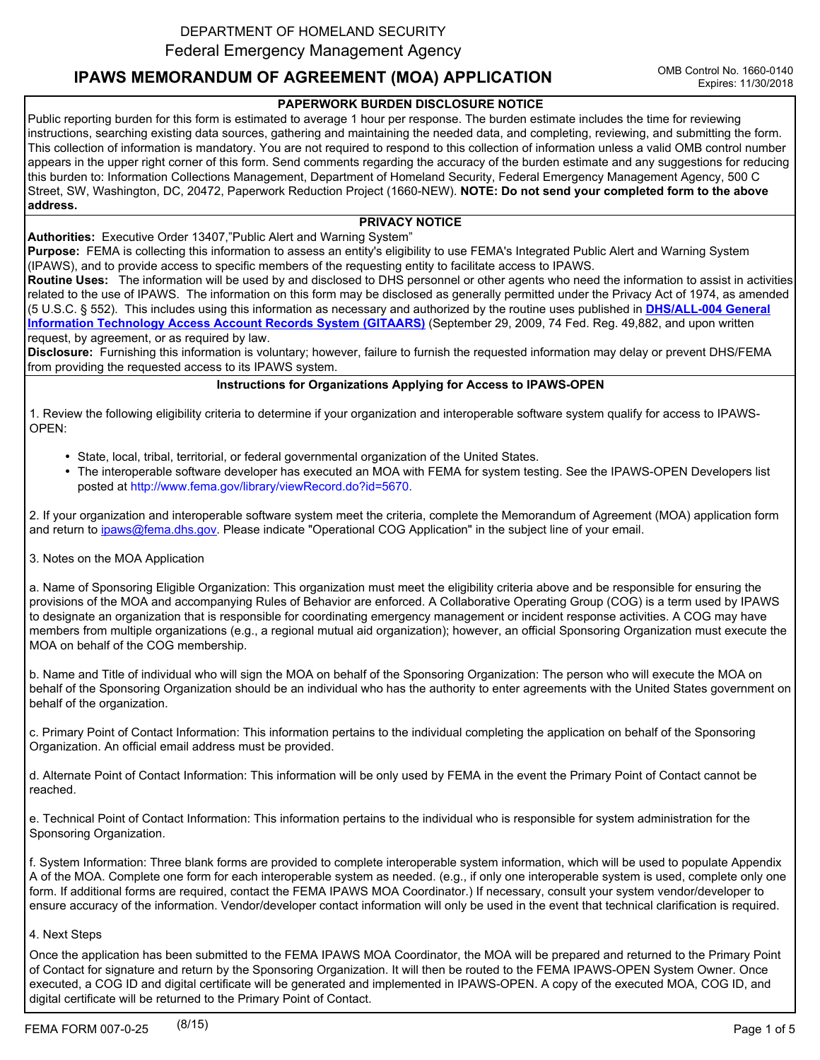DEPARTMENT OF HOMELAND SECURITY

Federal Emergency Management Agency

# IPAWS MEMORANDUM OF AGREEMENT (MOA) APPLICATION

OMB Control No. 1660-0140
Expires: 11/30/2018

## PAPERWORK BURDEN DISCLOSURE NOTICE

Public reporting burden for this form is estimated to average 1 hour per response. The burden estimate includes the time for reviewing instructions, searching existing data sources, gathering and maintaining the needed data, and completing, reviewing, and submitting the form. This collection of information is mandatory. You are not required to respond to this collection of information unless a valid OMB control number appears in the upper right corner of this form. Send comments regarding the accuracy of the burden estimate and any suggestions for reducing this burden to: Information Collections Management, Department of Homeland Security, Federal Emergency Management Agency, 500 C Street, SW, Washington, DC, 20472, Paperwork Reduction Project (1660-NEW). **NOTE: Do not send your completed form to the above address.**

## PRIVACY NOTICE

**Authorities:** Executive Order 13407,"Public Alert and Warning System"

**Purpose:** FEMA is collecting this information to assess an entity's eligibility to use FEMA's Integrated Public Alert and Warning System (IPAWS), and to provide access to specific members of the requesting entity to facilitate access to IPAWS.

**Routine Uses:** The information will be used by and disclosed to DHS personnel or other agents who need the information to assist in activities related to the use of IPAWS. The information on this form may be disclosed as generally permitted under the Privacy Act of 1974, as amended (5 U.S.C. § 552). This includes using this information as necessary and authorized by the routine uses published in **DHS/ALL-004 General Information Technology Access Account Records System (GITAARS)** (September 29, 2009, 74 Fed. Reg. 49,882, and upon written request, by agreement, or as required by law.

**Disclosure:** Furnishing this information is voluntary; however, failure to furnish the requested information may delay or prevent DHS/FEMA from providing the requested access to its IPAWS system.

## Instructions for Organizations Applying for Access to IPAWS-OPEN

1. Review the following eligibility criteria to determine if your organization and interoperable software system qualify for access to IPAWS-OPEN:

- State, local, tribal, territorial, or federal governmental organization of the United States.
- The interoperable software developer has executed an MOA with FEMA for system testing. See the IPAWS-OPEN Developers list posted at http://www.fema.gov/library/viewRecord.do?id=5670.

2. If your organization and interoperable software system meet the criteria, complete the Memorandum of Agreement (MOA) application form and return to ipaws@fema.dhs.gov. Please indicate "Operational COG Application" in the subject line of your email.

3. Notes on the MOA Application

a. Name of Sponsoring Eligible Organization: This organization must meet the eligibility criteria above and be responsible for ensuring the provisions of the MOA and accompanying Rules of Behavior are enforced. A Collaborative Operating Group (COG) is a term used by IPAWS to designate an organization that is responsible for coordinating emergency management or incident response activities. A COG may have members from multiple organizations (e.g., a regional mutual aid organization); however, an official Sponsoring Organization must execute the MOA on behalf of the COG membership.

b. Name and Title of individual who will sign the MOA on behalf of the Sponsoring Organization: The person who will execute the MOA on behalf of the Sponsoring Organization should be an individual who has the authority to enter agreements with the United States government on behalf of the organization.

c. Primary Point of Contact Information: This information pertains to the individual completing the application on behalf of the Sponsoring Organization. An official email address must be provided.

d. Alternate Point of Contact Information: This information will be only used by FEMA in the event the Primary Point of Contact cannot be reached.

e. Technical Point of Contact Information: This information pertains to the individual who is responsible for system administration for the Sponsoring Organization.

f. System Information: Three blank forms are provided to complete interoperable system information, which will be used to populate Appendix A of the MOA. Complete one form for each interoperable system as needed. (e.g., if only one interoperable system is used, complete only one form. If additional forms are required, contact the FEMA IPAWS MOA Coordinator.) If necessary, consult your system vendor/developer to ensure accuracy of the information. Vendor/developer contact information will only be used in the event that technical clarification is required.

4. Next Steps

Once the application has been submitted to the FEMA IPAWS MOA Coordinator, the MOA will be prepared and returned to the Primary Point of Contact for signature and return by the Sponsoring Organization. It will then be routed to the FEMA IPAWS-OPEN System Owner. Once executed, a COG ID and digital certificate will be generated and implemented in IPAWS-OPEN. A copy of the executed MOA, COG ID, and digital certificate will be returned to the Primary Point of Contact.

FEMA FORM 007-0-25 (8/15)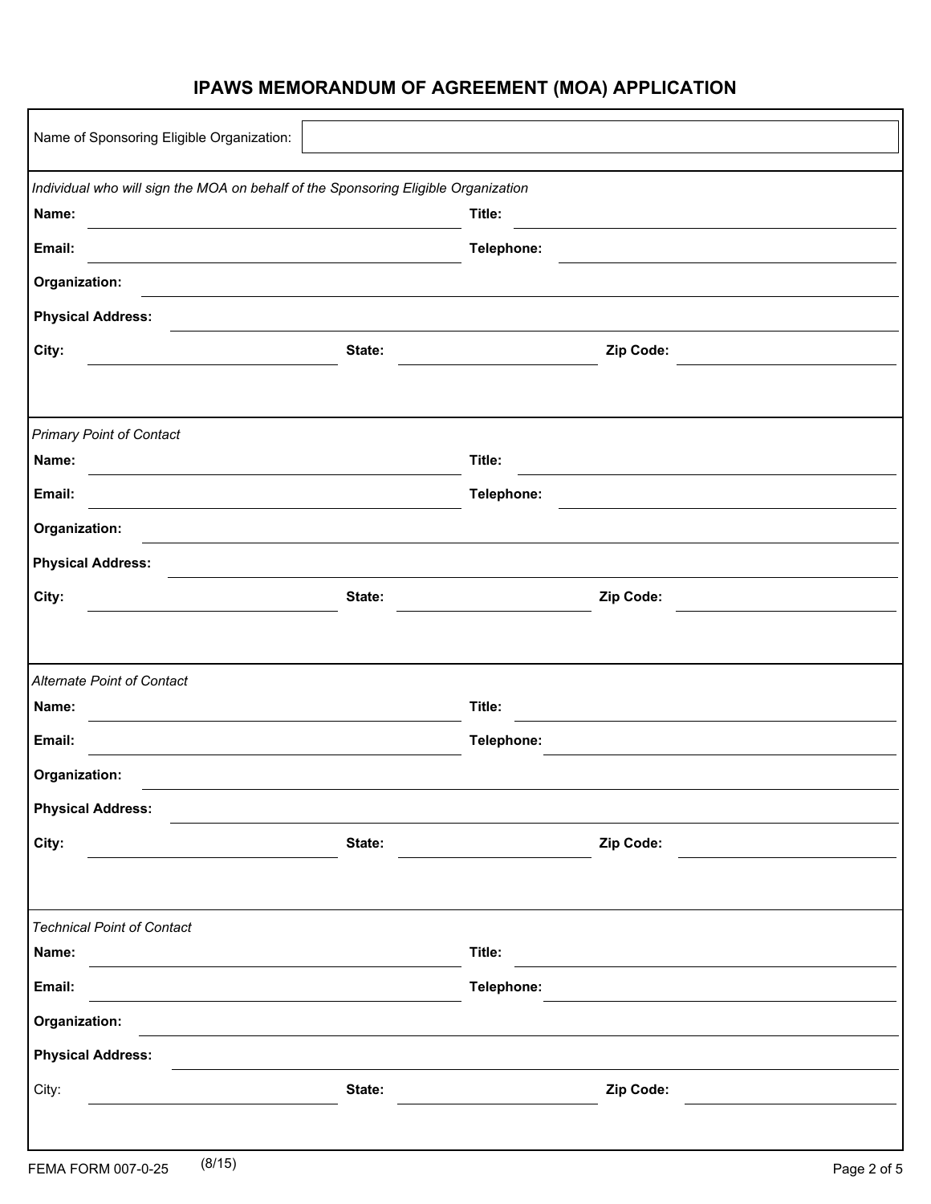# IPAWS MEMORANDUM OF AGREEMENT (MOA) APPLICATION

Name of Sponsoring Eligible Organization:

*Individual who will sign the MOA on behalf of the Sponsoring Eligible Organization*

**Name:** **Title:**

**Email:** **Telephone:**

**Organization:**

**Physical Address:**

**City:** **State:** **Zip Code:**

*Primary Point of Contact*

**Name:** **Title:**

**Email:** **Telephone:**

**Organization:**

**Physical Address:**

**City:** **State:** **Zip Code:**

*Alternate Point of Contact*

**Name:** **Title:**

**Email:** **Telephone:**

**Organization:**

**Physical Address:**

**City:** **State:** **Zip Code:**

*Technical Point of Contact*

**Name:** **Title:**

**Email:** **Telephone:**

**Organization:**

**Physical Address:**

City: **State:** **Zip Code:**

FEMA FORM 007-0-25 (8/15)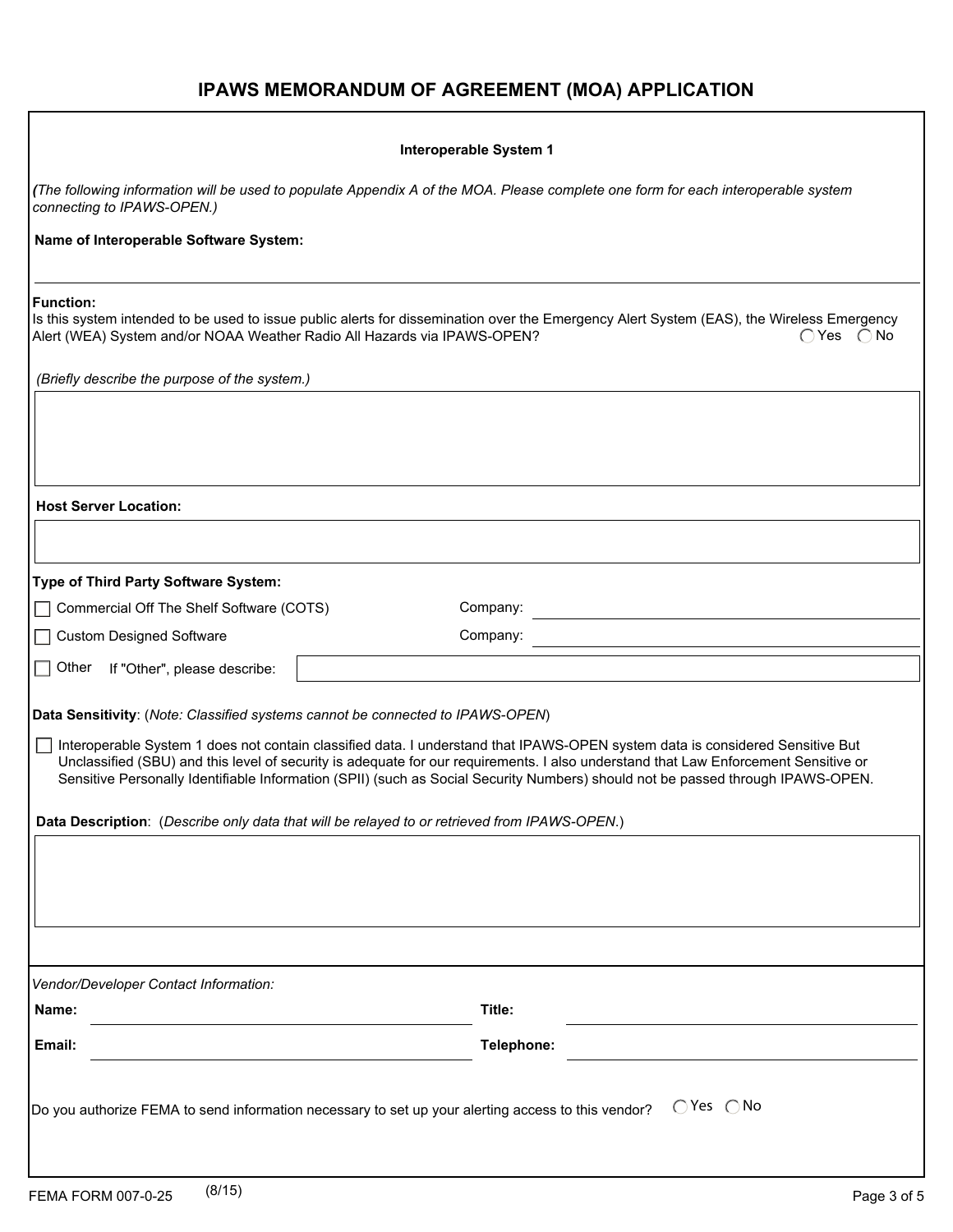# IPAWS MEMORANDUM OF AGREEMENT (MOA) APPLICATION

**Interoperable System 1**

*(The following information will be used to populate Appendix A of the MOA. Please complete one form for each interoperable system connecting to IPAWS-OPEN.)*

**Name of Interoperable Software System:**

**Function:**

Is this system intended to be used to issue public alerts for dissemination over the Emergency Alert System (EAS), the Wireless Emergency Alert (WEA) System and/or NOAA Weather Radio All Hazards via IPAWS-OPEN? ◯ Yes ◯ No

*(Briefly describe the purpose of the system.)*

**Host Server Location:**

**Type of Third Party Software System:**

- ☐ Commercial Off The Shelf Software (COTS) — Company:
- ☐ Custom Designed Software — Company:
- ☐ Other — If "Other", please describe:

**Data Sensitivity**: (*Note: Classified systems cannot be connected to IPAWS-OPEN*)

☐ Interoperable System 1 does not contain classified data. I understand that IPAWS-OPEN system data is considered Sensitive But Unclassified (SBU) and this level of security is adequate for our requirements. I also understand that Law Enforcement Sensitive or Sensitive Personally Identifiable Information (SPII) (such as Social Security Numbers) should not be passed through IPAWS-OPEN.

**Data Description**: (*Describe only data that will be relayed to or retrieved from IPAWS-OPEN*.)

*Vendor/Developer Contact Information:*

**Name:** **Title:**

**Email:** **Telephone:**

Do you authorize FEMA to send information necessary to set up your alerting access to this vendor? ◯ Yes ◯ No

FEMA FORM 007-0-25 (8/15)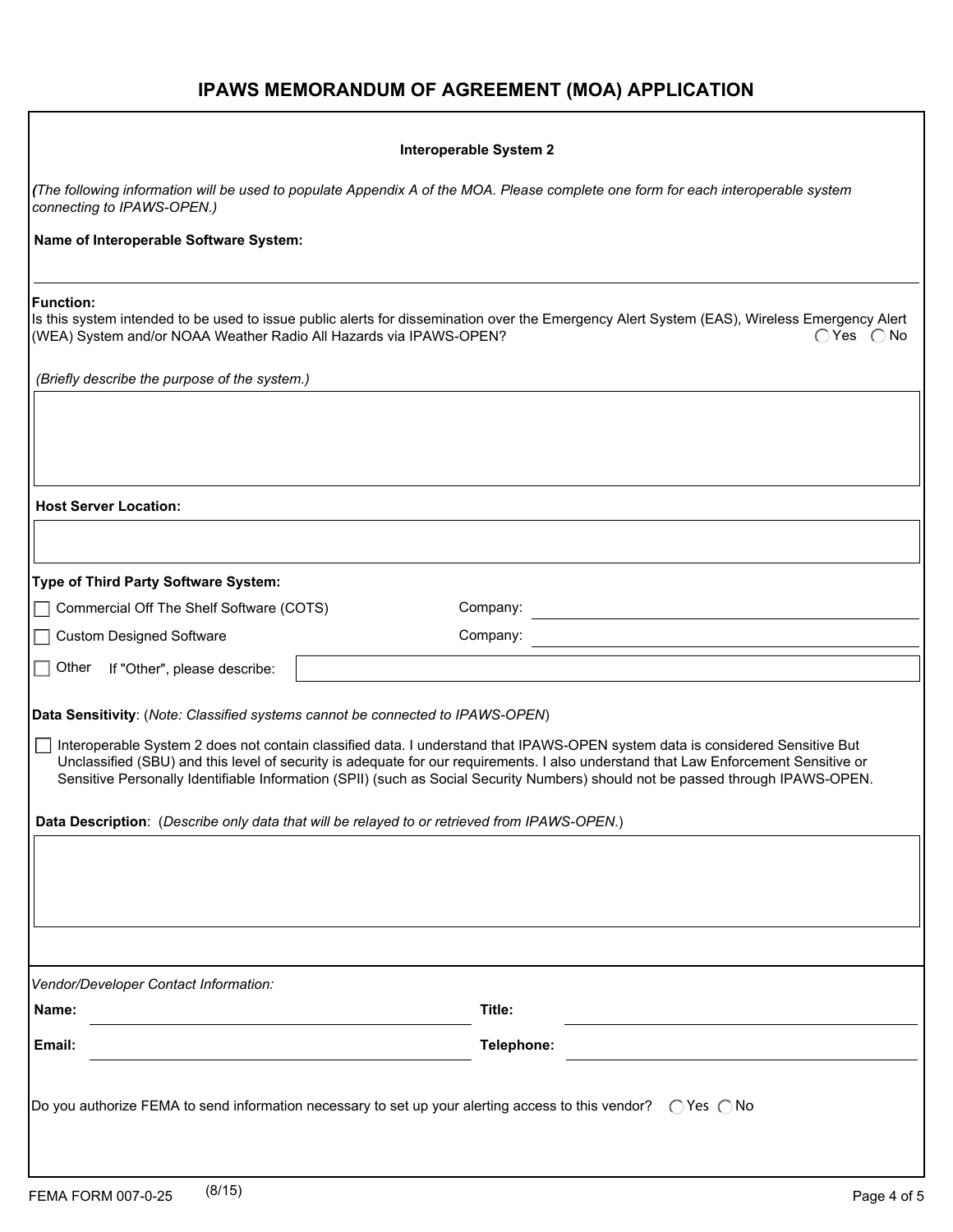# IPAWS MEMORANDUM OF AGREEMENT (MOA) APPLICATION

**Interoperable System 2**

*(The following information will be used to populate Appendix A of the MOA. Please complete one form for each interoperable system connecting to IPAWS-OPEN.)*

**Name of Interoperable Software System:**

**Function:**
Is this system intended to be used to issue public alerts for dissemination over the Emergency Alert System (EAS), Wireless Emergency Alert (WEA) System and/or NOAA Weather Radio All Hazards via IPAWS-OPEN? ◯ Yes ◯ No

*(Briefly describe the purpose of the system.)*

**Host Server Location:**

**Type of Third Party Software System:**

☐ Commercial Off The Shelf Software (COTS) Company:

☐ Custom Designed Software Company:

☐ Other If "Other", please describe:

**Data Sensitivity**: (*Note: Classified systems cannot be connected to IPAWS-OPEN*)

☐ Interoperable System 2 does not contain classified data. I understand that IPAWS-OPEN system data is considered Sensitive But Unclassified (SBU) and this level of security is adequate for our requirements. I also understand that Law Enforcement Sensitive or Sensitive Personally Identifiable Information (SPII) (such as Social Security Numbers) should not be passed through IPAWS-OPEN.

**Data Description**: (*Describe only data that will be relayed to or retrieved from IPAWS-OPEN.*)

*Vendor/Developer Contact Information:*

**Name:** **Title:**

**Email:** **Telephone:**

Do you authorize FEMA to send information necessary to set up your alerting access to this vendor? ◯ Yes ◯ No

FEMA FORM 007-0-25 (8/15)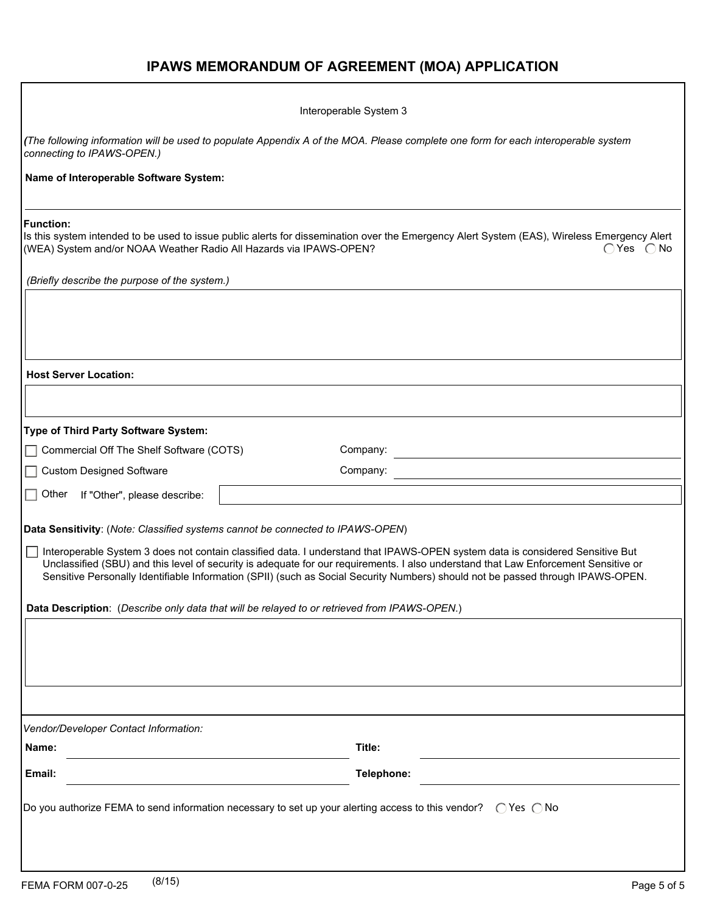# IPAWS MEMORANDUM OF AGREEMENT (MOA) APPLICATION

Interoperable System 3

*(The following information will be used to populate Appendix A of the MOA. Please complete one form for each interoperable system connecting to IPAWS-OPEN.)*

**Name of Interoperable Software System:**

**Function:**

Is this system intended to be used to issue public alerts for dissemination over the Emergency Alert System (EAS), Wireless Emergency Alert (WEA) System and/or NOAA Weather Radio All Hazards via IPAWS-OPEN? ◯ Yes ◯ No

*(Briefly describe the purpose of the system.)*

**Host Server Location:**

**Type of Third Party Software System:**

- ☐ Commercial Off The Shelf Software (COTS) — Company:
- ☐ Custom Designed Software — Company:
- ☐ Other — If "Other", please describe:

**Data Sensitivity**: (*Note: Classified systems cannot be connected to IPAWS-OPEN*)

☐ Interoperable System 3 does not contain classified data. I understand that IPAWS-OPEN system data is considered Sensitive But Unclassified (SBU) and this level of security is adequate for our requirements. I also understand that Law Enforcement Sensitive or Sensitive Personally Identifiable Information (SPII) (such as Social Security Numbers) should not be passed through IPAWS-OPEN.

**Data Description**: (*Describe only data that will be relayed to or retrieved from IPAWS-OPEN.*)

*Vendor/Developer Contact Information:*

**Name:** **Title:**

**Email:** **Telephone:**

Do you authorize FEMA to send information necessary to set up your alerting access to this vendor? ◯ Yes ◯ No

FEMA FORM 007-0-25 (8/15)